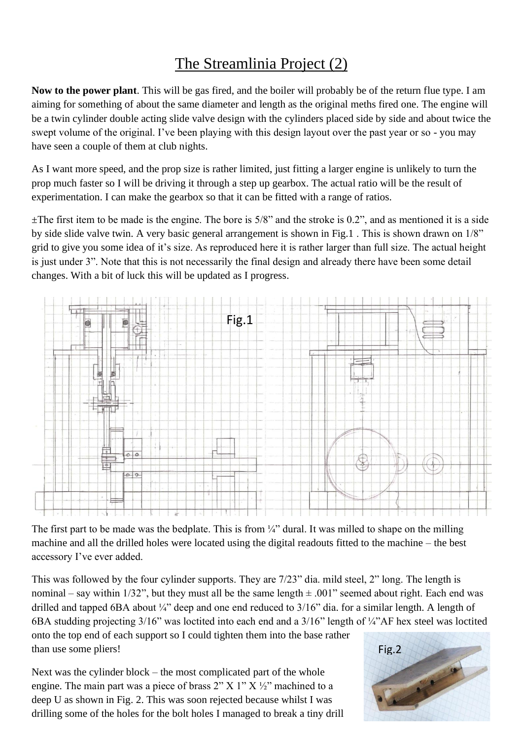# The Streamlinia Project (2)

**Now to the power plant**. This will be gas fired, and the boiler will probably be of the return flue type. I am aiming for something of about the same diameter and length as the original meths fired one. The engine will be a twin cylinder double acting slide valve design with the cylinders placed side by side and about twice the swept volume of the original. I've been playing with this design layout over the past year or so - you may have seen a couple of them at club nights.

As I want more speed, and the prop size is rather limited, just fitting a larger engine is unlikely to turn the prop much faster so I will be driving it through a step up gearbox. The actual ratio will be the result of experimentation. I can make the gearbox so that it can be fitted with a range of ratios.

±The first item to be made is the engine. The bore is 5/8" and the stroke is 0.2", and as mentioned it is a side by side slide valve twin. A very basic general arrangement is shown in Fig.1 . This is shown drawn on 1/8" grid to give you some idea of it's size. As reproduced here it is rather larger than full size. The actual height is just under 3". Note that this is not necessarily the final design and already there have been some detail changes. With a bit of luck this will be updated as I progress.

Fig.1

The first part to be made was the bedplate. This is from ¼" dural. It was milled to shape on the milling machine and all the drilled holes were located using the digital readouts fitted to the machine – the best accessory I've ever added.

This was followed by the four cylinder supports. They are 7/23" dia. mild steel, 2" long. The length is nominal – say within 1/32", but they must all be the same length ± .001" seemed about right. Each end was drilled and tapped 6BA about ¼" deep and one end reduced to 3/16" dia. for a similar length. A length of 6BA studding projecting 3/16" was loctited into each end and a 3/16" length of ¼"AF hex steel was loctited onto the top end of each support so I could tighten them into the base rather than use some pliers!

Next was the cylinder block – the most complicated part of the whole engine. The main part was a piece of brass 2" X 1" X ½" machined to a deep U as shown in Fig. 2. This was soon rejected because whilst I was drilling some of the holes for the bolt holes I managed to break a tiny drill

Fig.2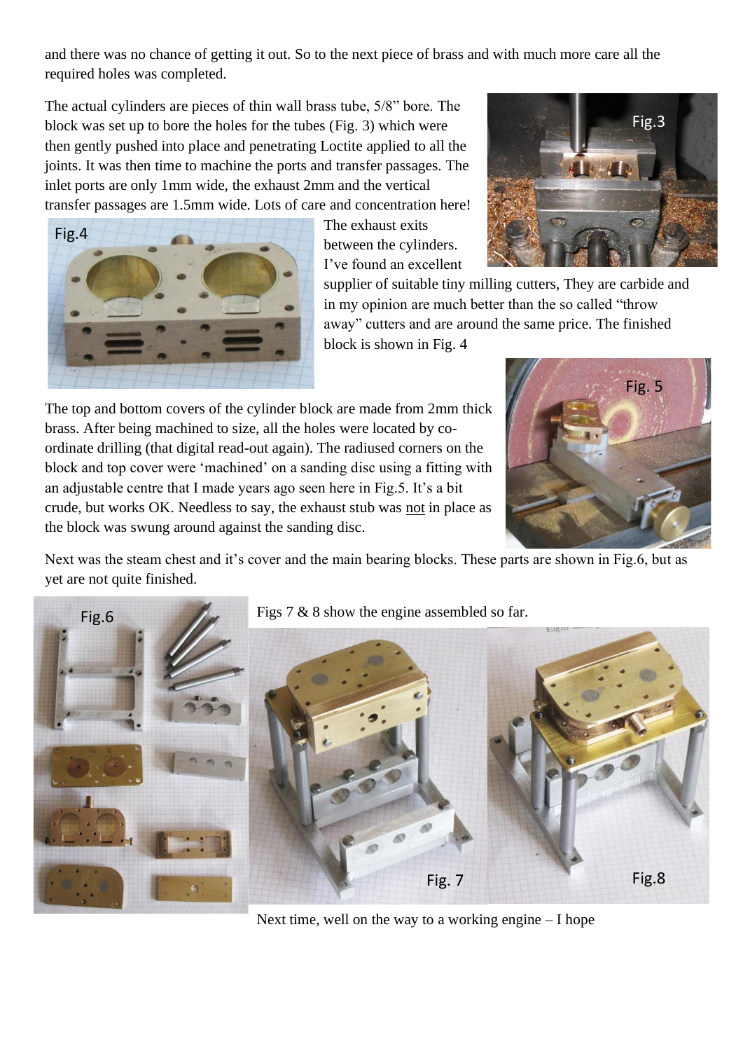and there was no chance of getting it out. So to the next piece of brass and with much more care all the required holes was completed.

The actual cylinders are pieces of thin wall brass tube, 5/8" bore. The block was set up to bore the holes for the tubes (Fig. 3) which were then gently pushed into place and penetrating Loctite applied to all the joints. It was then time to machine the ports and transfer passages. The inlet ports are only 1mm wide, the exhaust 2mm and the vertical transfer passages are 1.5mm wide. Lots of care and concentration here! The exhaust exits between the cylinders. I've found an excellent supplier of suitable tiny milling cutters, They are carbide and in my opinion are much better than the so called "throw away" cutters and are around the same price. The finished block is shown in Fig. 4

Fig.3

Fig.4

The top and bottom covers of the cylinder block are made from 2mm thick brass. After being machined to size, all the holes were located by co-ordinate drilling (that digital read-out again). The radiused corners on the block and top cover were 'machined' on a sanding disc using a fitting with an adjustable centre that I made years ago seen here in Fig.5. It's a bit crude, but works OK. Needless to say, the exhaust stub was not in place as the block was swung around against the sanding disc.

Fig. 5

Next was the steam chest and it's cover and the main bearing blocks. These parts are shown in Fig.6, but as yet are not quite finished.

Fig.6

Figs 7 & 8 show the engine assembled so far.

Fig. 7

Fig.8

Next time, well on the way to a working engine – I hope